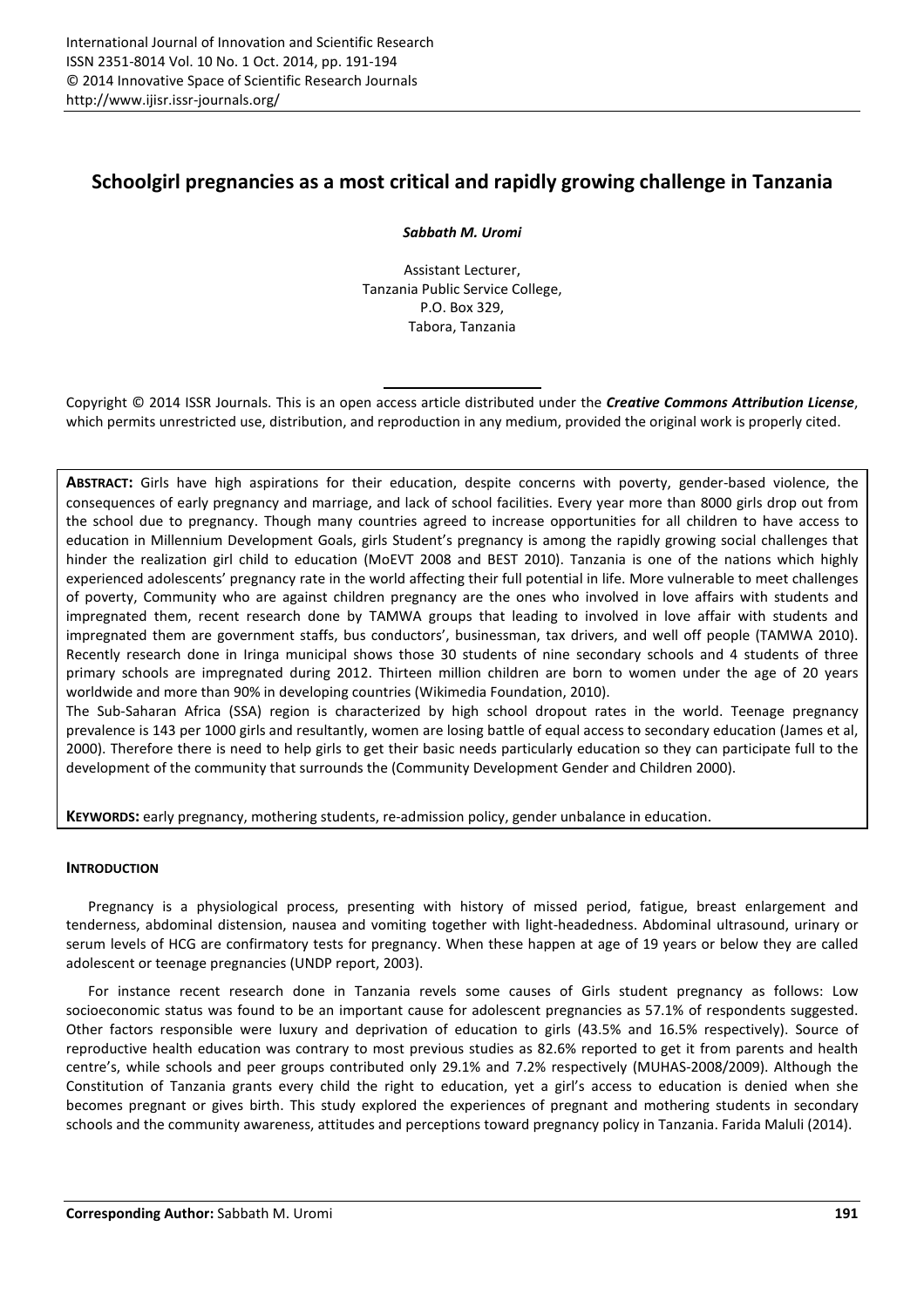# Schoolgirl pregnancies as a most critical and rapidly growing challenge in Tanzania

***Sabbath M. Uromi***

Assistant Lecturer,
Tanzania Public Service College,
P.O. Box 329,
Tabora, Tanzania

Copyright © 2014 ISSR Journals. This is an open access article distributed under the ***Creative Commons Attribution License***, which permits unrestricted use, distribution, and reproduction in any medium, provided the original work is properly cited.

**ABSTRACT:** Girls have high aspirations for their education, despite concerns with poverty, gender-based violence, the consequences of early pregnancy and marriage, and lack of school facilities. Every year more than 8000 girls drop out from the school due to pregnancy. Though many countries agreed to increase opportunities for all children to have access to education in Millennium Development Goals, girls Student's pregnancy is among the rapidly growing social challenges that hinder the realization girl child to education (MoEVT 2008 and BEST 2010). Tanzania is one of the nations which highly experienced adolescents' pregnancy rate in the world affecting their full potential in life. More vulnerable to meet challenges of poverty, Community who are against children pregnancy are the ones who involved in love affairs with students and impregnated them, recent research done by TAMWA groups that leading to involved in love affair with students and impregnated them are government staffs, bus conductors', businessman, tax drivers, and well off people (TAMWA 2010). Recently research done in Iringa municipal shows those 30 students of nine secondary schools and 4 students of three primary schools are impregnated during 2012. Thirteen million children are born to women under the age of 20 years worldwide and more than 90% in developing countries (Wikimedia Foundation, 2010).

The Sub-Saharan Africa (SSA) region is characterized by high school dropout rates in the world. Teenage pregnancy prevalence is 143 per 1000 girls and resultantly, women are losing battle of equal access to secondary education (James et al, 2000). Therefore there is need to help girls to get their basic needs particularly education so they can participate full to the development of the community that surrounds the (Community Development Gender and Children 2000).

**KEYWORDS:** early pregnancy, mothering students, re-admission policy, gender unbalance in education.

## INTRODUCTION

Pregnancy is a physiological process, presenting with history of missed period, fatigue, breast enlargement and tenderness, abdominal distension, nausea and vomiting together with light-headedness. Abdominal ultrasound, urinary or serum levels of HCG are confirmatory tests for pregnancy. When these happen at age of 19 years or below they are called adolescent or teenage pregnancies (UNDP report, 2003).

For instance recent research done in Tanzania revels some causes of Girls student pregnancy as follows: Low socioeconomic status was found to be an important cause for adolescent pregnancies as 57.1% of respondents suggested. Other factors responsible were luxury and deprivation of education to girls (43.5% and 16.5% respectively). Source of reproductive health education was contrary to most previous studies as 82.6% reported to get it from parents and health centre's, while schools and peer groups contributed only 29.1% and 7.2% respectively (MUHAS-2008/2009). Although the Constitution of Tanzania grants every child the right to education, yet a girl's access to education is denied when she becomes pregnant or gives birth. This study explored the experiences of pregnant and mothering students in secondary schools and the community awareness, attitudes and perceptions toward pregnancy policy in Tanzania. Farida Maluli (2014).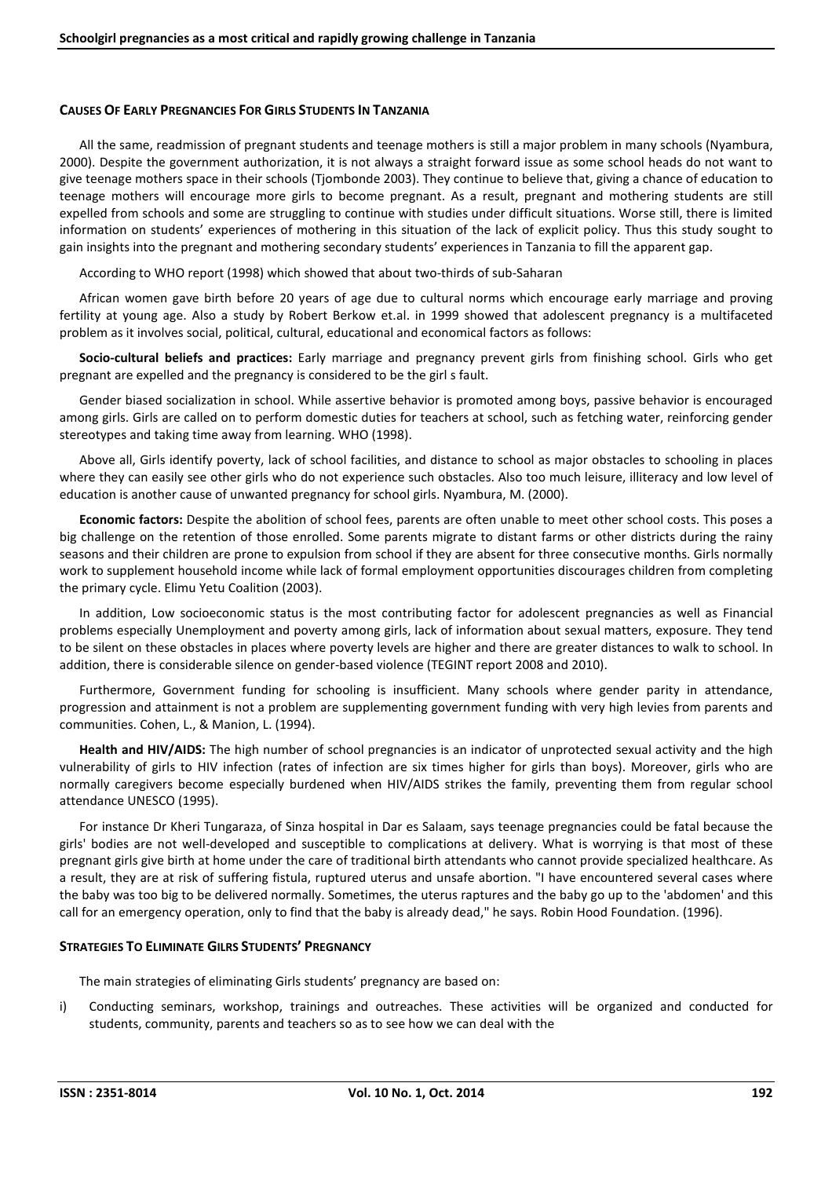### CAUSES OF EARLY PREGNANCIES FOR GIRLS STUDENTS IN TANZANIA

All the same, readmission of pregnant students and teenage mothers is still a major problem in many schools (Nyambura, 2000). Despite the government authorization, it is not always a straight forward issue as some school heads do not want to give teenage mothers space in their schools (Tjombonde 2003). They continue to believe that, giving a chance of education to teenage mothers will encourage more girls to become pregnant. As a result, pregnant and mothering students are still expelled from schools and some are struggling to continue with studies under difficult situations. Worse still, there is limited information on students' experiences of mothering in this situation of the lack of explicit policy. Thus this study sought to gain insights into the pregnant and mothering secondary students' experiences in Tanzania to fill the apparent gap.

According to WHO report (1998) which showed that about two-thirds of sub-Saharan

African women gave birth before 20 years of age due to cultural norms which encourage early marriage and proving fertility at young age. Also a study by Robert Berkow et.al. in 1999 showed that adolescent pregnancy is a multifaceted problem as it involves social, political, cultural, educational and economical factors as follows:

**Socio-cultural beliefs and practices:** Early marriage and pregnancy prevent girls from finishing school. Girls who get pregnant are expelled and the pregnancy is considered to be the girl s fault.

Gender biased socialization in school. While assertive behavior is promoted among boys, passive behavior is encouraged among girls. Girls are called on to perform domestic duties for teachers at school, such as fetching water, reinforcing gender stereotypes and taking time away from learning. WHO (1998).

Above all, Girls identify poverty, lack of school facilities, and distance to school as major obstacles to schooling in places where they can easily see other girls who do not experience such obstacles. Also too much leisure, illiteracy and low level of education is another cause of unwanted pregnancy for school girls. Nyambura, M. (2000).

**Economic factors:** Despite the abolition of school fees, parents are often unable to meet other school costs. This poses a big challenge on the retention of those enrolled. Some parents migrate to distant farms or other districts during the rainy seasons and their children are prone to expulsion from school if they are absent for three consecutive months. Girls normally work to supplement household income while lack of formal employment opportunities discourages children from completing the primary cycle. Elimu Yetu Coalition (2003).

In addition, Low socioeconomic status is the most contributing factor for adolescent pregnancies as well as Financial problems especially Unemployment and poverty among girls, lack of information about sexual matters, exposure. They tend to be silent on these obstacles in places where poverty levels are higher and there are greater distances to walk to school. In addition, there is considerable silence on gender-based violence (TEGINT report 2008 and 2010).

Furthermore, Government funding for schooling is insufficient. Many schools where gender parity in attendance, progression and attainment is not a problem are supplementing government funding with very high levies from parents and communities. Cohen, L., & Manion, L. (1994).

**Health and HIV/AIDS:** The high number of school pregnancies is an indicator of unprotected sexual activity and the high vulnerability of girls to HIV infection (rates of infection are six times higher for girls than boys). Moreover, girls who are normally caregivers become especially burdened when HIV/AIDS strikes the family, preventing them from regular school attendance UNESCO (1995).

For instance Dr Kheri Tungaraza, of Sinza hospital in Dar es Salaam, says teenage pregnancies could be fatal because the girls' bodies are not well-developed and susceptible to complications at delivery. What is worrying is that most of these pregnant girls give birth at home under the care of traditional birth attendants who cannot provide specialized healthcare. As a result, they are at risk of suffering fistula, ruptured uterus and unsafe abortion. "I have encountered several cases where the baby was too big to be delivered normally. Sometimes, the uterus raptures and the baby go up to the 'abdomen' and this call for an emergency operation, only to find that the baby is already dead," he says. Robin Hood Foundation. (1996).

### STRATEGIES TO ELIMINATE GILRS STUDENTS' PREGNANCY

The main strategies of eliminating Girls students' pregnancy are based on:

i) Conducting seminars, workshop, trainings and outreaches. These activities will be organized and conducted for students, community, parents and teachers so as to see how we can deal with the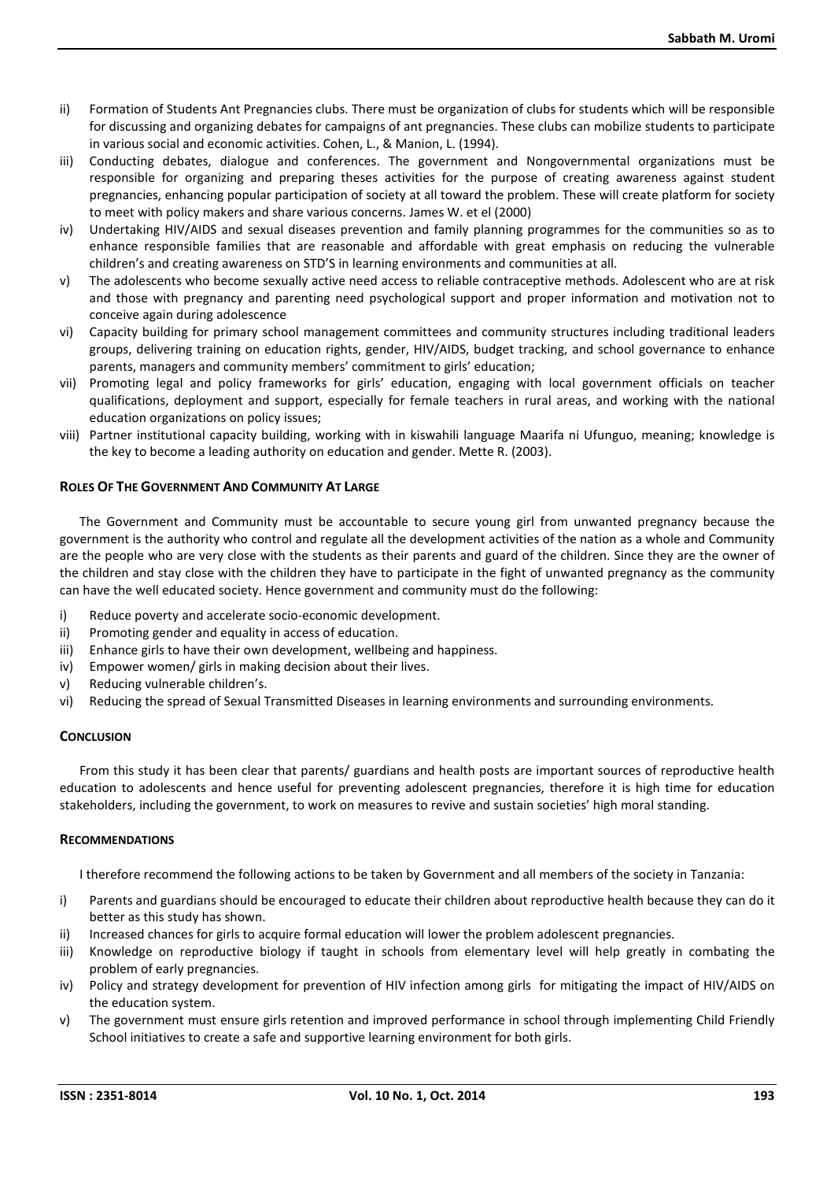ii) Formation of Students Ant Pregnancies clubs. There must be organization of clubs for students which will be responsible for discussing and organizing debates for campaigns of ant pregnancies. These clubs can mobilize students to participate in various social and economic activities. Cohen, L., & Manion, L. (1994).
iii) Conducting debates, dialogue and conferences. The government and Nongovernmental organizations must be responsible for organizing and preparing theses activities for the purpose of creating awareness against student pregnancies, enhancing popular participation of society at all toward the problem. These will create platform for society to meet with policy makers and share various concerns. James W. et el (2000)
iv) Undertaking HIV/AIDS and sexual diseases prevention and family planning programmes for the communities so as to enhance responsible families that are reasonable and affordable with great emphasis on reducing the vulnerable children's and creating awareness on STD'S in learning environments and communities at all.
v) The adolescents who become sexually active need access to reliable contraceptive methods. Adolescent who are at risk and those with pregnancy and parenting need psychological support and proper information and motivation not to conceive again during adolescence
vi) Capacity building for primary school management committees and community structures including traditional leaders groups, delivering training on education rights, gender, HIV/AIDS, budget tracking, and school governance to enhance parents, managers and community members' commitment to girls' education;
vii) Promoting legal and policy frameworks for girls' education, engaging with local government officials on teacher qualifications, deployment and support, especially for female teachers in rural areas, and working with the national education organizations on policy issues;
viii) Partner institutional capacity building, working with in kiswahili language Maarifa ni Ufunguo, meaning; knowledge is the key to become a leading authority on education and gender. Mette R. (2003).

## Roles Of The Government And Community At Large

The Government and Community must be accountable to secure young girl from unwanted pregnancy because the government is the authority who control and regulate all the development activities of the nation as a whole and Community are the people who are very close with the students as their parents and guard of the children. Since they are the owner of the children and stay close with the children they have to participate in the fight of unwanted pregnancy as the community can have the well educated society. Hence government and community must do the following:

i) Reduce poverty and accelerate socio-economic development.
ii) Promoting gender and equality in access of education.
iii) Enhance girls to have their own development, wellbeing and happiness.
iv) Empower women/ girls in making decision about their lives.
v) Reducing vulnerable children's.
vi) Reducing the spread of Sexual Transmitted Diseases in learning environments and surrounding environments.

## Conclusion

From this study it has been clear that parents/ guardians and health posts are important sources of reproductive health education to adolescents and hence useful for preventing adolescent pregnancies, therefore it is high time for education stakeholders, including the government, to work on measures to revive and sustain societies' high moral standing.

## Recommendations

I therefore recommend the following actions to be taken by Government and all members of the society in Tanzania:

i) Parents and guardians should be encouraged to educate their children about reproductive health because they can do it better as this study has shown.
ii) Increased chances for girls to acquire formal education will lower the problem adolescent pregnancies.
iii) Knowledge on reproductive biology if taught in schools from elementary level will help greatly in combating the problem of early pregnancies.
iv) Policy and strategy development for prevention of HIV infection among girls for mitigating the impact of HIV/AIDS on the education system.
v) The government must ensure girls retention and improved performance in school through implementing Child Friendly School initiatives to create a safe and supportive learning environment for both girls.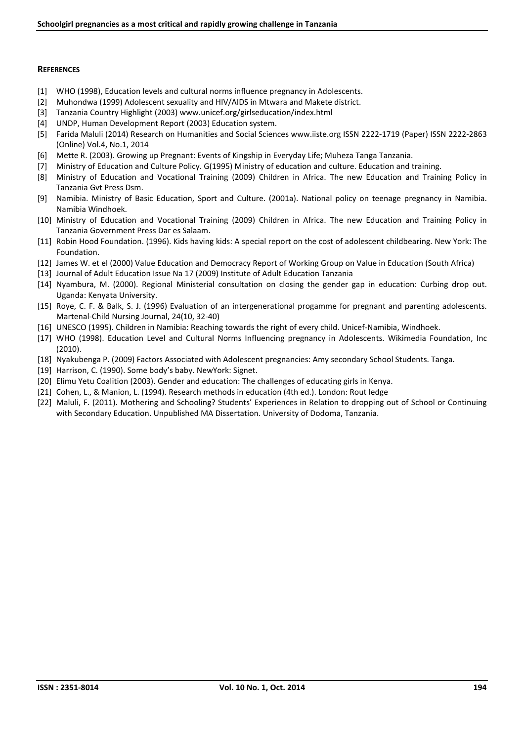## REFERENCES

[1] WHO (1998), Education levels and cultural norms influence pregnancy in Adolescents.

[2] Muhondwa (1999) Adolescent sexuality and HIV/AIDS in Mtwara and Makete district.

[3] Tanzania Country Highlight (2003) www.unicef.org/girlseducation/index.html

[4] UNDP, Human Development Report (2003) Education system.

[5] Farida Maluli (2014) Research on Humanities and Social Sciences www.iiste.org ISSN 2222-1719 (Paper) ISSN 2222-2863 (Online) Vol.4, No.1, 2014

[6] Mette R. (2003). Growing up Pregnant: Events of Kingship in Everyday Life; Muheza Tanga Tanzania.

[7] Ministry of Education and Culture Policy. G(1995) Ministry of education and culture. Education and training.

[8] Ministry of Education and Vocational Training (2009) Children in Africa. The new Education and Training Policy in Tanzania Gvt Press Dsm.

[9] Namibia. Ministry of Basic Education, Sport and Culture. (2001a). National policy on teenage pregnancy in Namibia. Namibia Windhoek.

[10] Ministry of Education and Vocational Training (2009) Children in Africa. The new Education and Training Policy in Tanzania Government Press Dar es Salaam.

[11] Robin Hood Foundation. (1996). Kids having kids: A special report on the cost of adolescent childbearing. New York: The Foundation.

[12] James W. et el (2000) Value Education and Democracy Report of Working Group on Value in Education (South Africa)

[13] Journal of Adult Education Issue Na 17 (2009) Institute of Adult Education Tanzania

[14] Nyambura, M. (2000). Regional Ministerial consultation on closing the gender gap in education: Curbing drop out. Uganda: Kenyatta University.

[15] Roye, C. F. & Balk, S. J. (1996) Evaluation of an intergenerational progamme for pregnant and parenting adolescents. Martenal-Child Nursing Journal, 24(10, 32-40)

[16] UNESCO (1995). Children in Namibia: Reaching towards the right of every child. Unicef-Namibia, Windhoek.

[17] WHO (1998). Education Level and Cultural Norms Influencing pregnancy in Adolescents. Wikimedia Foundation, Inc (2010).

[18] Nyakubenga P. (2009) Factors Associated with Adolescent pregnancies: Amy secondary School Students. Tanga.

[19] Harrison, C. (1990). Some body's baby. NewYork: Signet.

[20] Elimu Yetu Coalition (2003). Gender and education: The challenges of educating girls in Kenya.

[21] Cohen, L., & Manion, L. (1994). Research methods in education (4th ed.). London: Rout ledge

[22] Maluli, F. (2011). Mothering and Schooling? Students' Experiences in Relation to dropping out of School or Continuing with Secondary Education. Unpublished MA Dissertation. University of Dodoma, Tanzania.